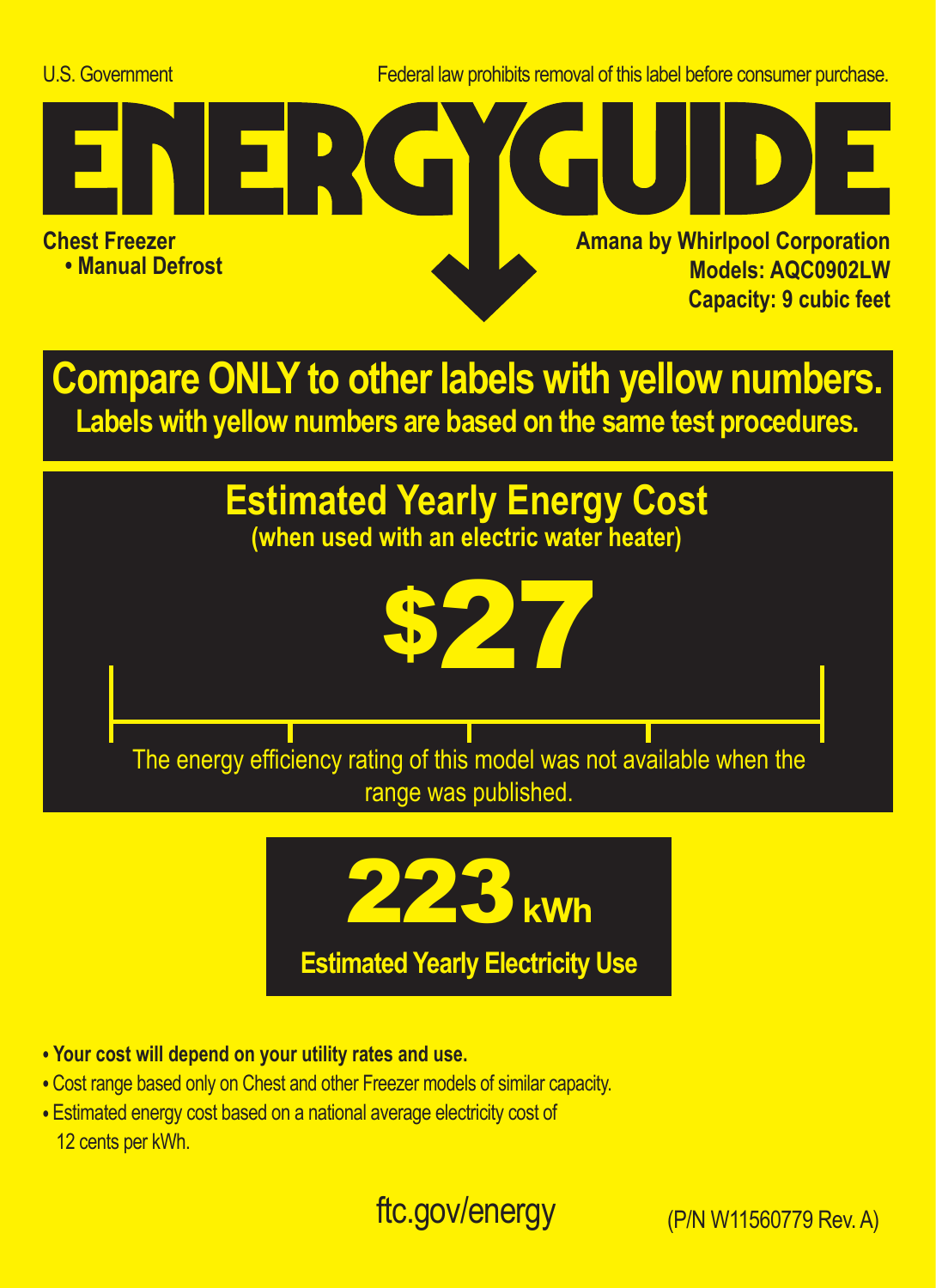U.S. Government

Federal law prohibits removal of this label before consumer purchase.

# ENERGYGUIDE

**Chest Freezer**
- **Manual Defrost**

**Amana by Whirlpool Corporation**
**Models: AQC0902LW**
**Capacity: 9 cubic feet**

## Compare ONLY to other labels with yellow numbers.

**Labels with yellow numbers are based on the same test procedures.**

## Estimated Yearly Energy Cost

**(when used with an electric water heater)**

# $27

The energy efficiency rating of this model was not available when the range was published.

# 223 kWh

**Estimated Yearly Electricity Use**

- **Your cost will depend on your utility rates and use.**
- Cost range based only on Chest and other Freezer models of similar capacity.
- Estimated energy cost based on a national average electricity cost of 12 cents per kWh.

ftc.gov/energy

(P/N W11560779 Rev. A)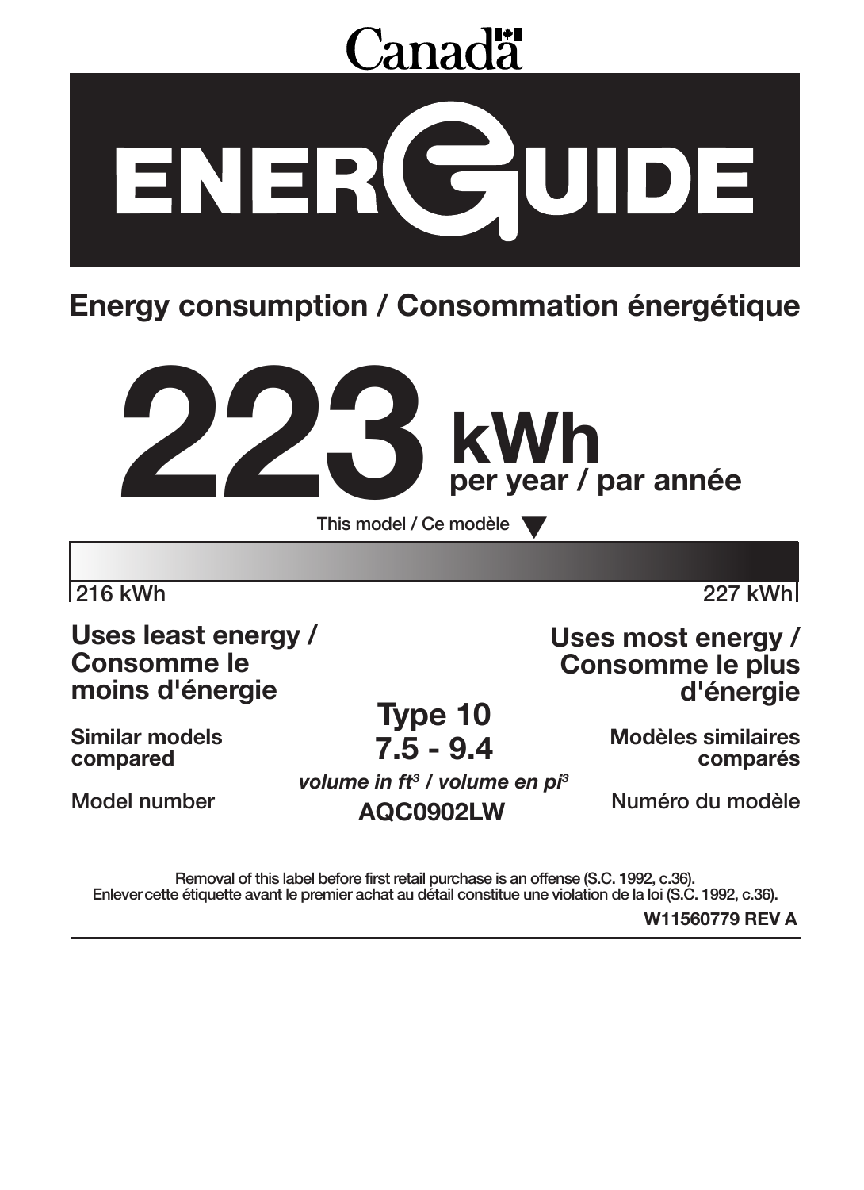Canada

# ENERGUIDE

## Energy consumption / Consommation énergétique

# 223 kWh

**per year / par année**

This model / Ce modèle ▼

216 kWh

227 kWh

**Uses least energy / Consomme le moins d'énergie**

**Uses most energy / Consomme le plus d'énergie**

**Similar models compared**

**Modèles similaires comparés**

**Type 10**

**7.5 - 9.4**

***volume in ft³ / volume en pi³***

Model number

Numéro du modèle

**AQC0902LW**

**Removal of this label before first retail purchase is an offense (S.C. 1992, c.36).**
**Enlever cette étiquette avant le premier achat au détail constitue une violation de la loi (S.C. 1992, c.36).**

**W11560779 REV A**